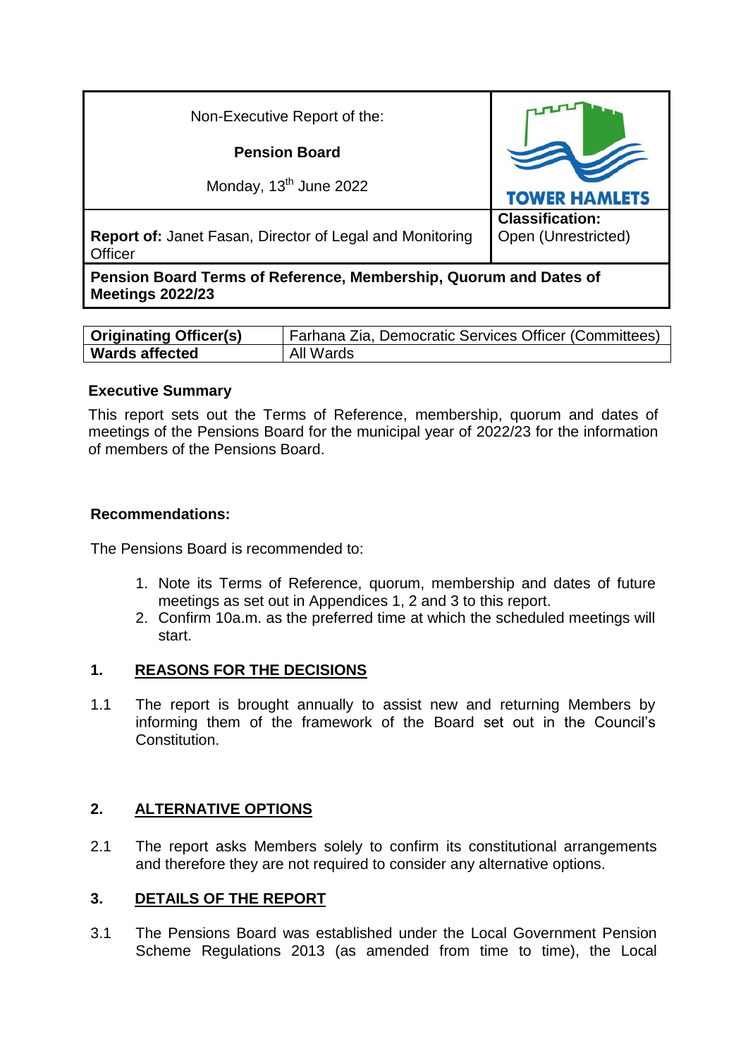| Non-Executive Report of the:<br><br>**Pension Board**<br><br>Monday, 13th June 2022 | TOWER HAMLETS |
|---|---|
| **Report of:** Janet Fasan, Director of Legal and Monitoring Officer | **Classification:**<br>Open (Unrestricted) |
| **Pension Board Terms of Reference, Membership, Quorum and Dates of Meetings 2022/23** | |

| **Originating Officer(s)** | Farhana Zia, Democratic Services Officer (Committees) |
|---|---|
| **Wards affected** | All Wards |

**Executive Summary**

This report sets out the Terms of Reference, membership, quorum and dates of meetings of the Pensions Board for the municipal year of 2022/23 for the information of members of the Pensions Board.

**Recommendations:**

The Pensions Board is recommended to:

1. Note its Terms of Reference, quorum, membership and dates of future meetings as set out in Appendices 1, 2 and 3 to this report.
2. Confirm 10a.m. as the preferred time at which the scheduled meetings will start.

## 1. REASONS FOR THE DECISIONS

1.1 The report is brought annually to assist new and returning Members by informing them of the framework of the Board set out in the Council's Constitution.

## 2. ALTERNATIVE OPTIONS

2.1 The report asks Members solely to confirm its constitutional arrangements and therefore they are not required to consider any alternative options.

## 3. DETAILS OF THE REPORT

3.1 The Pensions Board was established under the Local Government Pension Scheme Regulations 2013 (as amended from time to time), the Local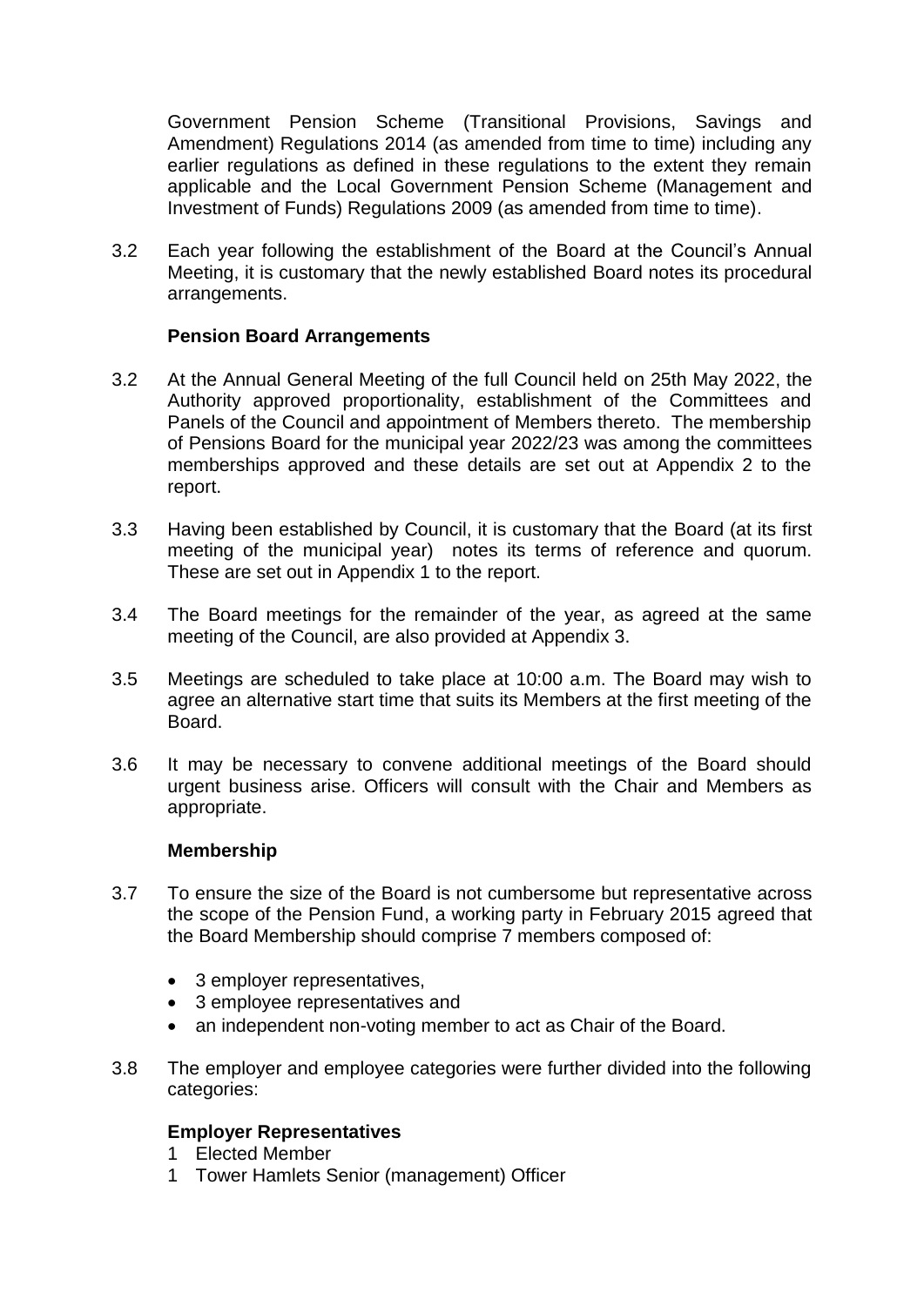Government Pension Scheme (Transitional Provisions, Savings and Amendment) Regulations 2014 (as amended from time to time) including any earlier regulations as defined in these regulations to the extent they remain applicable and the Local Government Pension Scheme (Management and Investment of Funds) Regulations 2009 (as amended from time to time).

3.2 Each year following the establishment of the Board at the Council's Annual Meeting, it is customary that the newly established Board notes its procedural arrangements.

**Pension Board Arrangements**

3.2 At the Annual General Meeting of the full Council held on 25th May 2022, the Authority approved proportionality, establishment of the Committees and Panels of the Council and appointment of Members thereto. The membership of Pensions Board for the municipal year 2022/23 was among the committees memberships approved and these details are set out at Appendix 2 to the report.

3.3 Having been established by Council, it is customary that the Board (at its first meeting of the municipal year) notes its terms of reference and quorum. These are set out in Appendix 1 to the report.

3.4 The Board meetings for the remainder of the year, as agreed at the same meeting of the Council, are also provided at Appendix 3.

3.5 Meetings are scheduled to take place at 10:00 a.m. The Board may wish to agree an alternative start time that suits its Members at the first meeting of the Board.

3.6 It may be necessary to convene additional meetings of the Board should urgent business arise. Officers will consult with the Chair and Members as appropriate.

**Membership**

3.7 To ensure the size of the Board is not cumbersome but representative across the scope of the Pension Fund, a working party in February 2015 agreed that the Board Membership should comprise 7 members composed of:

- 3 employer representatives,
- 3 employee representatives and
- an independent non-voting member to act as Chair of the Board.

3.8 The employer and employee categories were further divided into the following categories:

**Employer Representatives**

1 Elected Member
1 Tower Hamlets Senior (management) Officer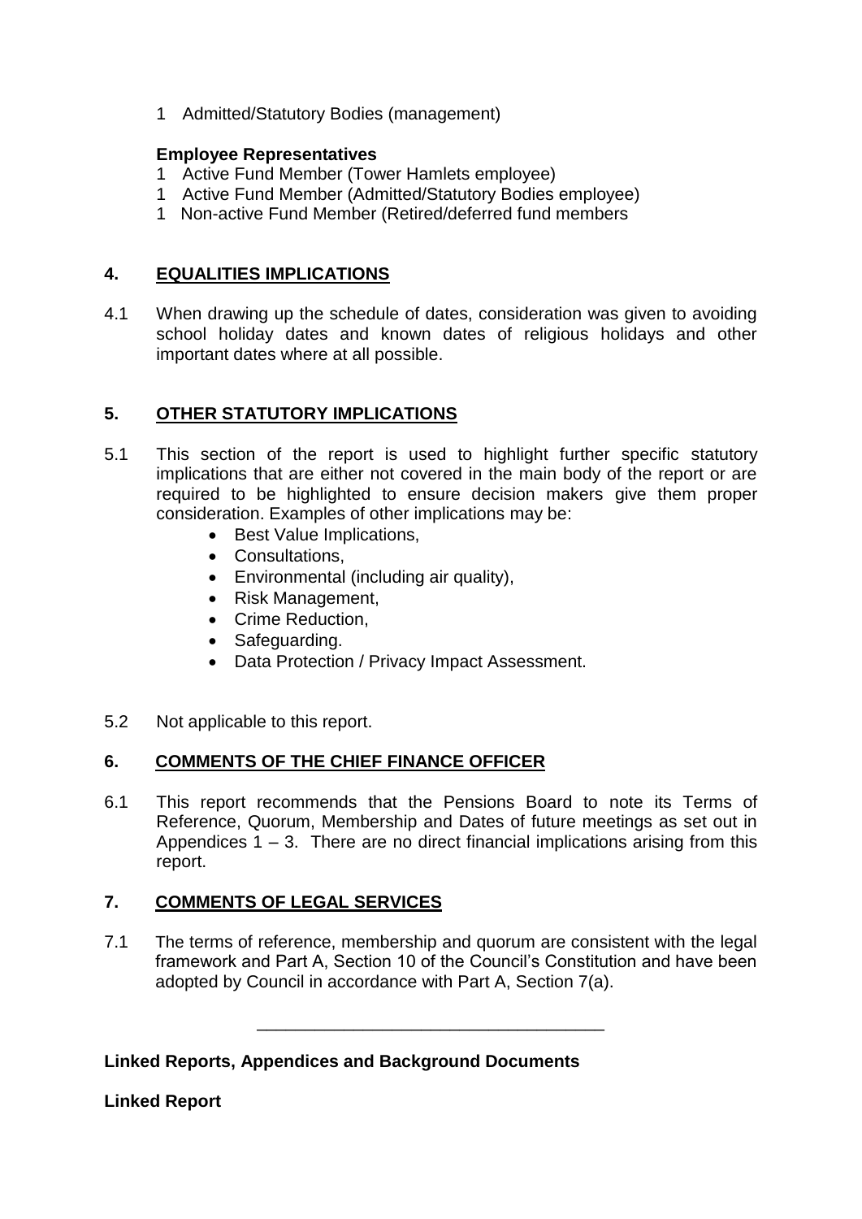1 Admitted/Statutory Bodies (management)

**Employee Representatives**

1 Active Fund Member (Tower Hamlets employee)
1 Active Fund Member (Admitted/Statutory Bodies employee)
1 Non-active Fund Member (Retired/deferred fund members

## 4. EQUALITIES IMPLICATIONS

4.1 When drawing up the schedule of dates, consideration was given to avoiding school holiday dates and known dates of religious holidays and other important dates where at all possible.

## 5. OTHER STATUTORY IMPLICATIONS

5.1 This section of the report is used to highlight further specific statutory implications that are either not covered in the main body of the report or are required to be highlighted to ensure decision makers give them proper consideration. Examples of other implications may be:

- Best Value Implications,
- Consultations,
- Environmental (including air quality),
- Risk Management,
- Crime Reduction,
- Safeguarding.
- Data Protection / Privacy Impact Assessment.

5.2 Not applicable to this report.

## 6. COMMENTS OF THE CHIEF FINANCE OFFICER

6.1 This report recommends that the Pensions Board to note its Terms of Reference, Quorum, Membership and Dates of future meetings as set out in Appendices 1 – 3. There are no direct financial implications arising from this report.

## 7. COMMENTS OF LEGAL SERVICES

7.1 The terms of reference, membership and quorum are consistent with the legal framework and Part A, Section 10 of the Council's Constitution and have been adopted by Council in accordance with Part A, Section 7(a).

---

**Linked Reports, Appendices and Background Documents**

**Linked Report**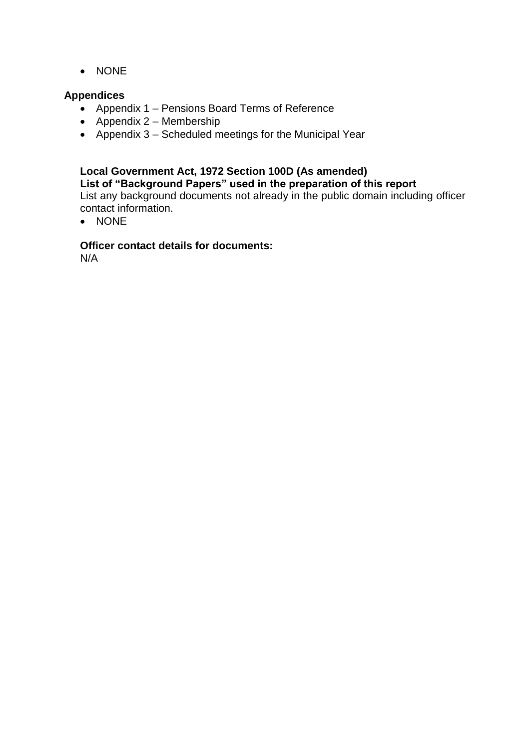- NONE

**Appendices**

- Appendix 1 – Pensions Board Terms of Reference
- Appendix 2 – Membership
- Appendix 3 – Scheduled meetings for the Municipal Year

**Local Government Act, 1972 Section 100D (As amended)**
**List of "Background Papers" used in the preparation of this report**
List any background documents not already in the public domain including officer contact information.

- NONE

**Officer contact details for documents:**
N/A